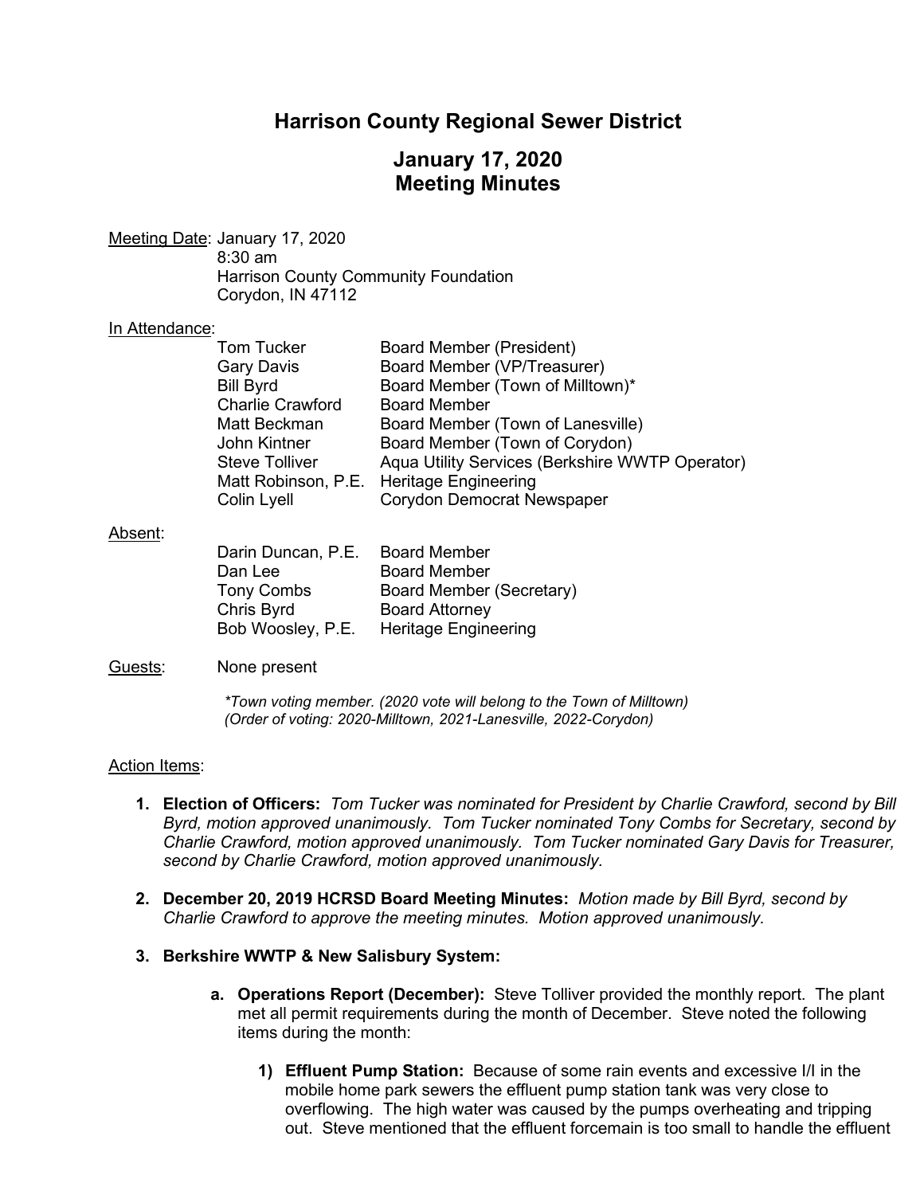# Harrison County Regional Sewer District

## January 17, 2020
## Meeting Minutes

Meeting Date: January 17, 2020
8:30 am
Harrison County Community Foundation
Corydon, IN 47112

In Attendance:

| | |
|---|---|
| Tom Tucker | Board Member (President) |
| Gary Davis | Board Member (VP/Treasurer) |
| Bill Byrd | Board Member (Town of Milltown)* |
| Charlie Crawford | Board Member |
| Matt Beckman | Board Member (Town of Lanesville) |
| John Kintner | Board Member (Town of Corydon) |
| Steve Tolliver | Aqua Utility Services (Berkshire WWTP Operator) |
| Matt Robinson, P.E. | Heritage Engineering |
| Colin Lyell | Corydon Democrat Newspaper |

Absent:

| | |
|---|---|
| Darin Duncan, P.E. | Board Member |
| Dan Lee | Board Member |
| Tony Combs | Board Member (Secretary) |
| Chris Byrd | Board Attorney |
| Bob Woosley, P.E. | Heritage Engineering |

Guests: None present

*\*Town voting member. (2020 vote will belong to the Town of Milltown)*
*(Order of voting: 2020-Milltown, 2021-Lanesville, 2022-Corydon)*

Action Items:

1. **Election of Officers:** *Tom Tucker was nominated for President by Charlie Crawford, second by Bill Byrd, motion approved unanimously. Tom Tucker nominated Tony Combs for Secretary, second by Charlie Crawford, motion approved unanimously. Tom Tucker nominated Gary Davis for Treasurer, second by Charlie Crawford, motion approved unanimously.*

2. **December 20, 2019 HCRSD Board Meeting Minutes:** *Motion made by Bill Byrd, second by Charlie Crawford to approve the meeting minutes. Motion approved unanimously.*

3. **Berkshire WWTP & New Salisbury System:**

   a. **Operations Report (December):** Steve Tolliver provided the monthly report. The plant met all permit requirements during the month of December. Steve noted the following items during the month:

      1) **Effluent Pump Station:** Because of some rain events and excessive I/I in the mobile home park sewers the effluent pump station tank was very close to overflowing. The high water was caused by the pumps overheating and tripping out. Steve mentioned that the effluent forcemain is too small to handle the effluent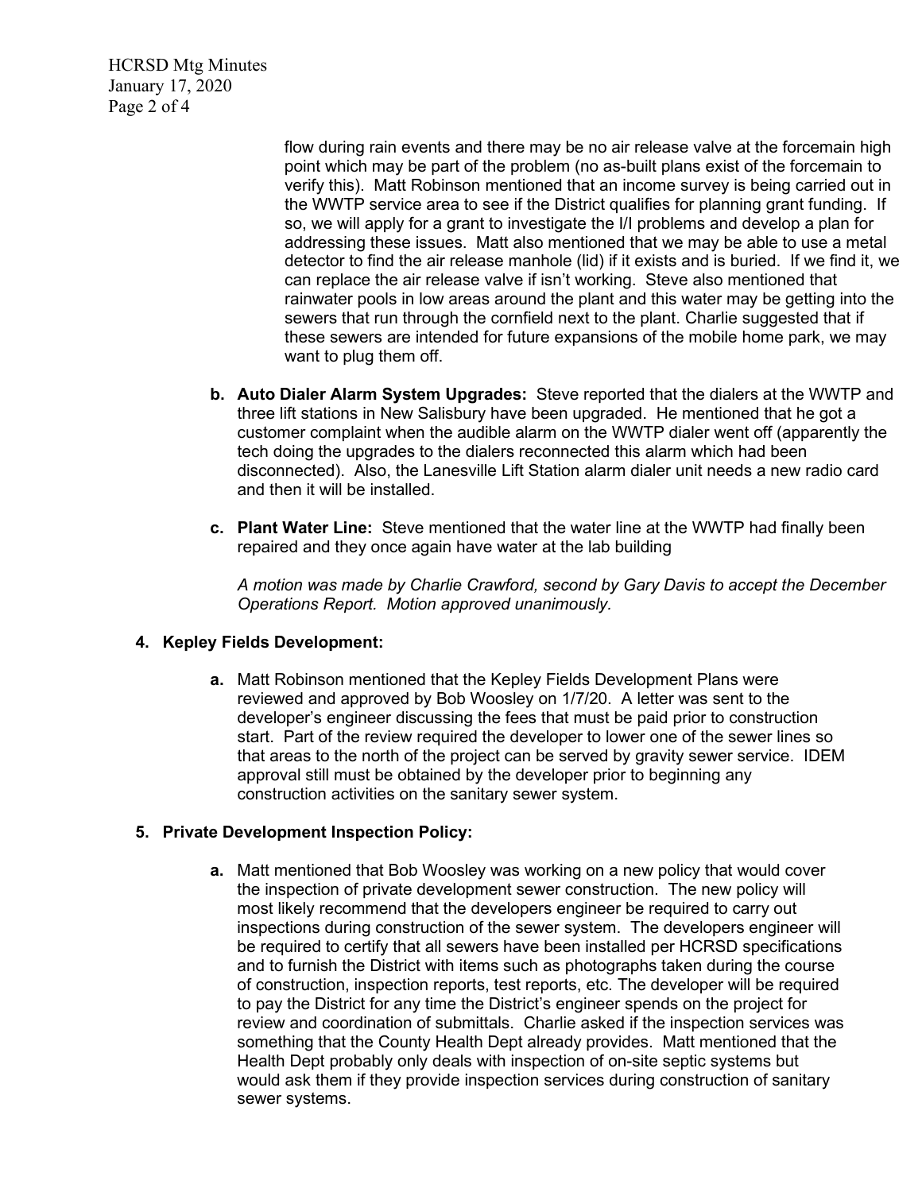flow during rain events and there may be no air release valve at the forcemain high point which may be part of the problem (no as-built plans exist of the forcemain to verify this). Matt Robinson mentioned that an income survey is being carried out in the WWTP service area to see if the District qualifies for planning grant funding. If so, we will apply for a grant to investigate the I/I problems and develop a plan for addressing these issues. Matt also mentioned that we may be able to use a metal detector to find the air release manhole (lid) if it exists and is buried. If we find it, we can replace the air release valve if isn't working. Steve also mentioned that rainwater pools in low areas around the plant and this water may be getting into the sewers that run through the cornfield next to the plant. Charlie suggested that if these sewers are intended for future expansions of the mobile home park, we may want to plug them off.

b. **Auto Dialer Alarm System Upgrades:** Steve reported that the dialers at the WWTP and three lift stations in New Salisbury have been upgraded. He mentioned that he got a customer complaint when the audible alarm on the WWTP dialer went off (apparently the tech doing the upgrades to the dialers reconnected this alarm which had been disconnected). Also, the Lanesville Lift Station alarm dialer unit needs a new radio card and then it will be installed.

c. **Plant Water Line:** Steve mentioned that the water line at the WWTP had finally been repaired and they once again have water at the lab building

*A motion was made by Charlie Crawford, second by Gary Davis to accept the December Operations Report. Motion approved unanimously.*

**4. Kepley Fields Development:**

a. Matt Robinson mentioned that the Kepley Fields Development Plans were reviewed and approved by Bob Woosley on 1/7/20. A letter was sent to the developer's engineer discussing the fees that must be paid prior to construction start. Part of the review required the developer to lower one of the sewer lines so that areas to the north of the project can be served by gravity sewer service. IDEM approval still must be obtained by the developer prior to beginning any construction activities on the sanitary sewer system.

**5. Private Development Inspection Policy:**

a. Matt mentioned that Bob Woosley was working on a new policy that would cover the inspection of private development sewer construction. The new policy will most likely recommend that the developers engineer be required to carry out inspections during construction of the sewer system. The developers engineer will be required to certify that all sewers have been installed per HCRSD specifications and to furnish the District with items such as photographs taken during the course of construction, inspection reports, test reports, etc. The developer will be required to pay the District for any time the District's engineer spends on the project for review and coordination of submittals. Charlie asked if the inspection services was something that the County Health Dept already provides. Matt mentioned that the Health Dept probably only deals with inspection of on-site septic systems but would ask them if they provide inspection services during construction of sanitary sewer systems.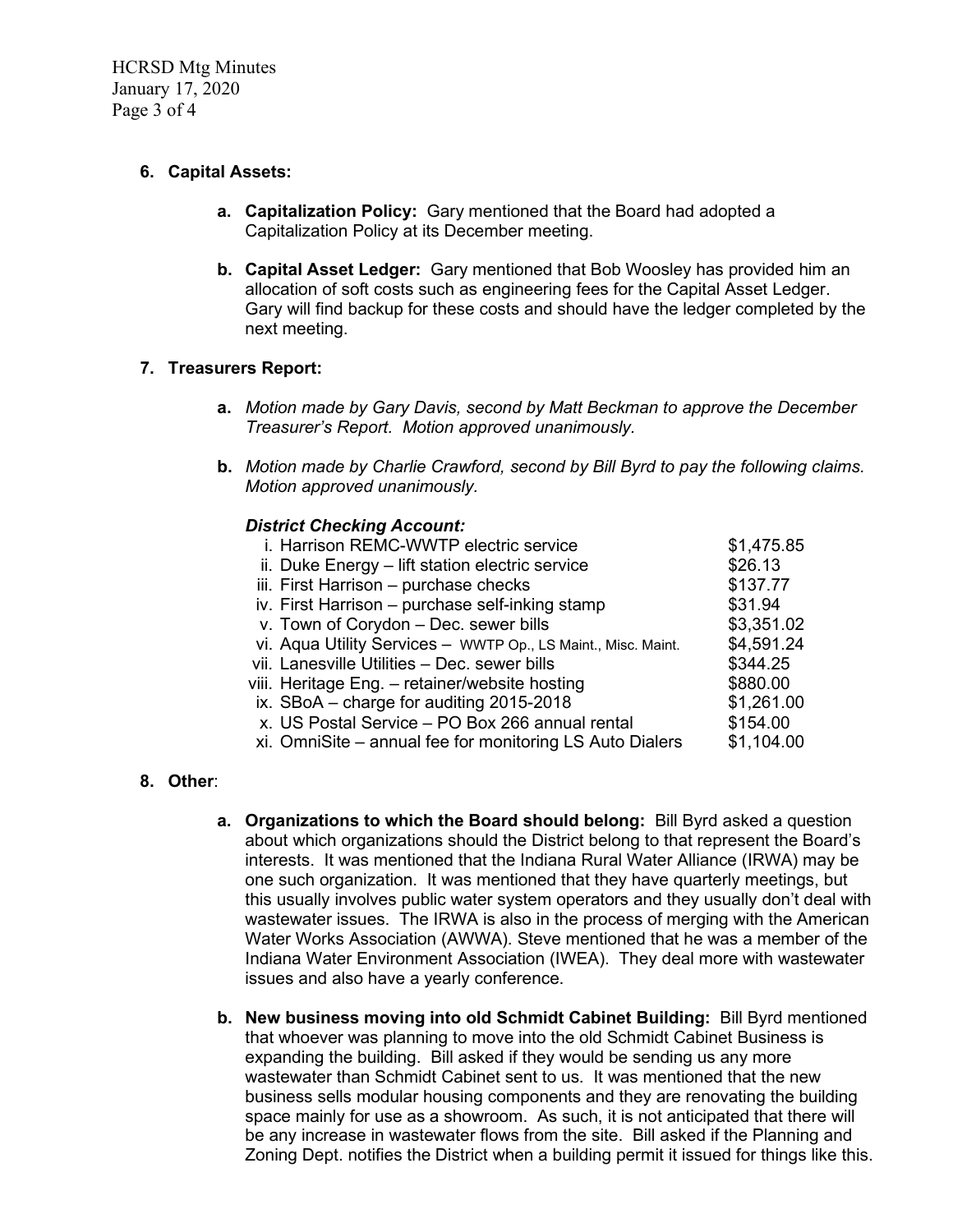**6. Capital Assets:**

- **a. Capitalization Policy:** Gary mentioned that the Board had adopted a Capitalization Policy at its December meeting.

- **b. Capital Asset Ledger:** Gary mentioned that Bob Woosley has provided him an allocation of soft costs such as engineering fees for the Capital Asset Ledger. Gary will find backup for these costs and should have the ledger completed by the next meeting.

**7. Treasurers Report:**

- **a.** *Motion made by Gary Davis, second by Matt Beckman to approve the December Treasurer's Report. Motion approved unanimously.*

- **b.** *Motion made by Charlie Crawford, second by Bill Byrd to pay the following claims. Motion approved unanimously.*

***District Checking Account:***

| | |
|---|---|
| i. Harrison REMC-WWTP electric service | $1,475.85 |
| ii. Duke Energy – lift station electric service | $26.13 |
| iii. First Harrison – purchase checks | $137.77 |
| iv. First Harrison – purchase self-inking stamp | $31.94 |
| v. Town of Corydon – Dec. sewer bills | $3,351.02 |
| vi. Aqua Utility Services – WWTP Op., LS Maint., Misc. Maint. | $4,591.24 |
| vii. Lanesville Utilities – Dec. sewer bills | $344.25 |
| viii. Heritage Eng. – retainer/website hosting | $880.00 |
| ix. SBoA – charge for auditing 2015-2018 | $1,261.00 |
| x. US Postal Service – PO Box 266 annual rental | $154.00 |
| xi. OmniSite – annual fee for monitoring LS Auto Dialers | $1,104.00 |

**8. Other**:

- **a. Organizations to which the Board should belong:** Bill Byrd asked a question about which organizations should the District belong to that represent the Board's interests. It was mentioned that the Indiana Rural Water Alliance (IRWA) may be one such organization. It was mentioned that they have quarterly meetings, but this usually involves public water system operators and they usually don't deal with wastewater issues. The IRWA is also in the process of merging with the American Water Works Association (AWWA). Steve mentioned that he was a member of the Indiana Water Environment Association (IWEA). They deal more with wastewater issues and also have a yearly conference.

- **b. New business moving into old Schmidt Cabinet Building:** Bill Byrd mentioned that whoever was planning to move into the old Schmidt Cabinet Business is expanding the building. Bill asked if they would be sending us any more wastewater than Schmidt Cabinet sent to us. It was mentioned that the new business sells modular housing components and they are renovating the building space mainly for use as a showroom. As such, it is not anticipated that there will be any increase in wastewater flows from the site. Bill asked if the Planning and Zoning Dept. notifies the District when a building permit it issued for things like this.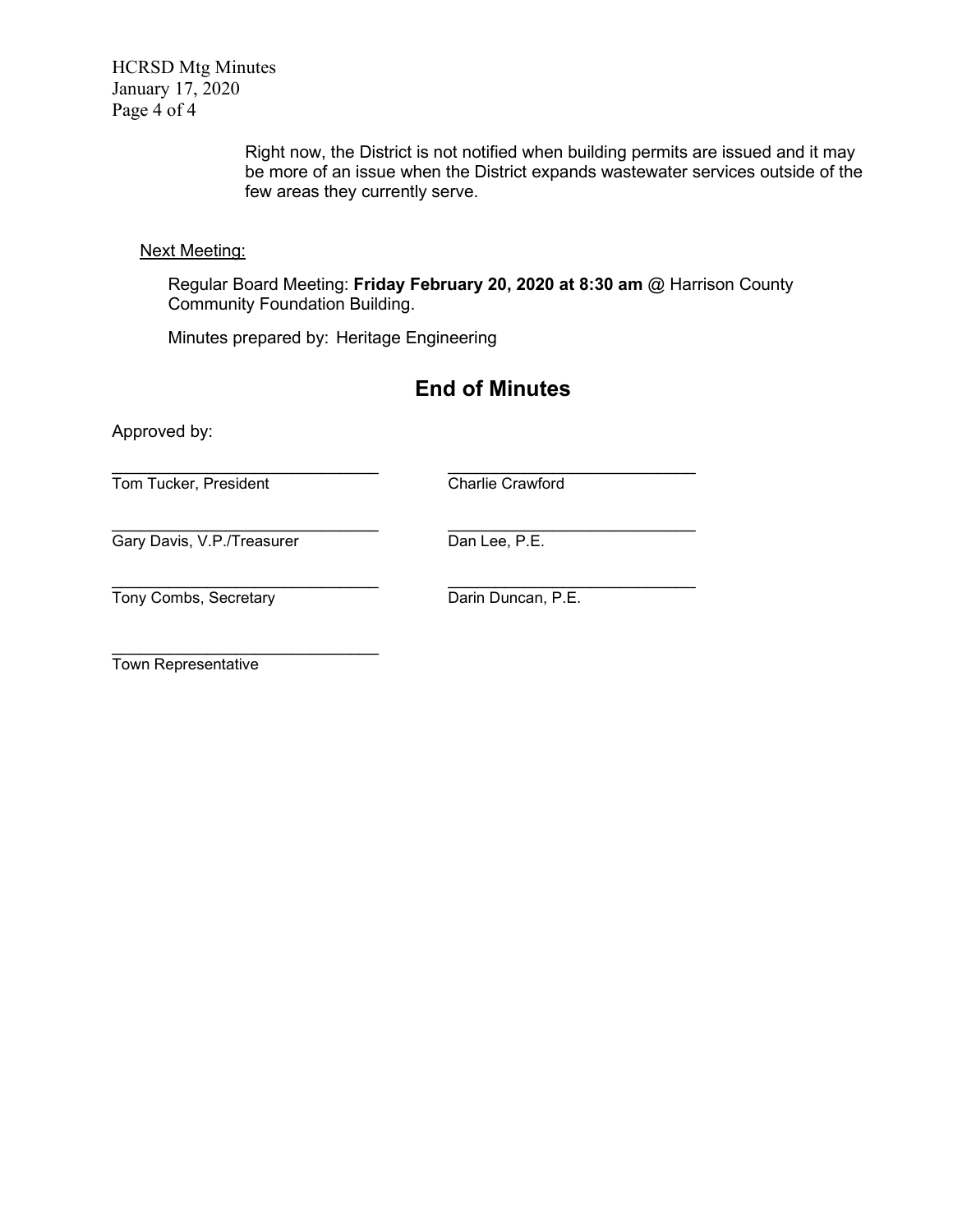Right now, the District is not notified when building permits are issued and it may be more of an issue when the District expands wastewater services outside of the few areas they currently serve.

<u>Next Meeting:</u>

Regular Board Meeting: **Friday February 20, 2020 at 8:30 am** @ Harrison County Community Foundation Building.

Minutes prepared by: Heritage Engineering

## End of Minutes

Approved by:

| | |
|---|---|
| ______________________________ | ______________________________ |
| Tom Tucker, President | Charlie Crawford |
| ______________________________ | ______________________________ |
| Gary Davis, V.P./Treasurer | Dan Lee, P.E. |
| ______________________________ | ______________________________ |
| Tony Combs, Secretary | Darin Duncan, P.E. |
| ______________________________ | |
| Town Representative | |